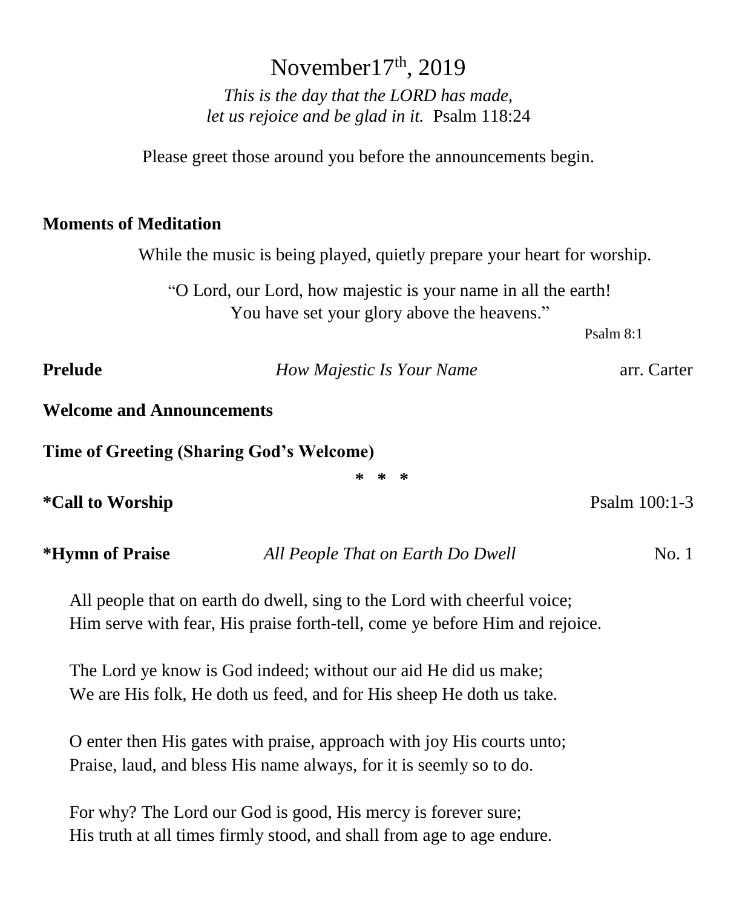# November17th, 2019

*This is the day that the LORD has made,*
*let us rejoice and be glad in it.* Psalm 118:24

Please greet those around you before the announcements begin.

**Moments of Meditation**

While the music is being played, quietly prepare your heart for worship.

"O Lord, our Lord, how majestic is your name in all the earth!
You have set your glory above the heavens."

Psalm 8:1

**Prelude** *How Majestic Is Your Name* arr. Carter

**Welcome and Announcements**

**Time of Greeting (Sharing God's Welcome)**

\* \* \*

**\*Call to Worship** Psalm 100:1-3

**\*Hymn of Praise** *All People That on Earth Do Dwell* No. 1

All people that on earth do dwell, sing to the Lord with cheerful voice;
Him serve with fear, His praise forth-tell, come ye before Him and rejoice.

The Lord ye know is God indeed; without our aid He did us make;
We are His folk, He doth us feed, and for His sheep He doth us take.

O enter then His gates with praise, approach with joy His courts unto;
Praise, laud, and bless His name always, for it is seemly so to do.

For why? The Lord our God is good, His mercy is forever sure;
His truth at all times firmly stood, and shall from age to age endure.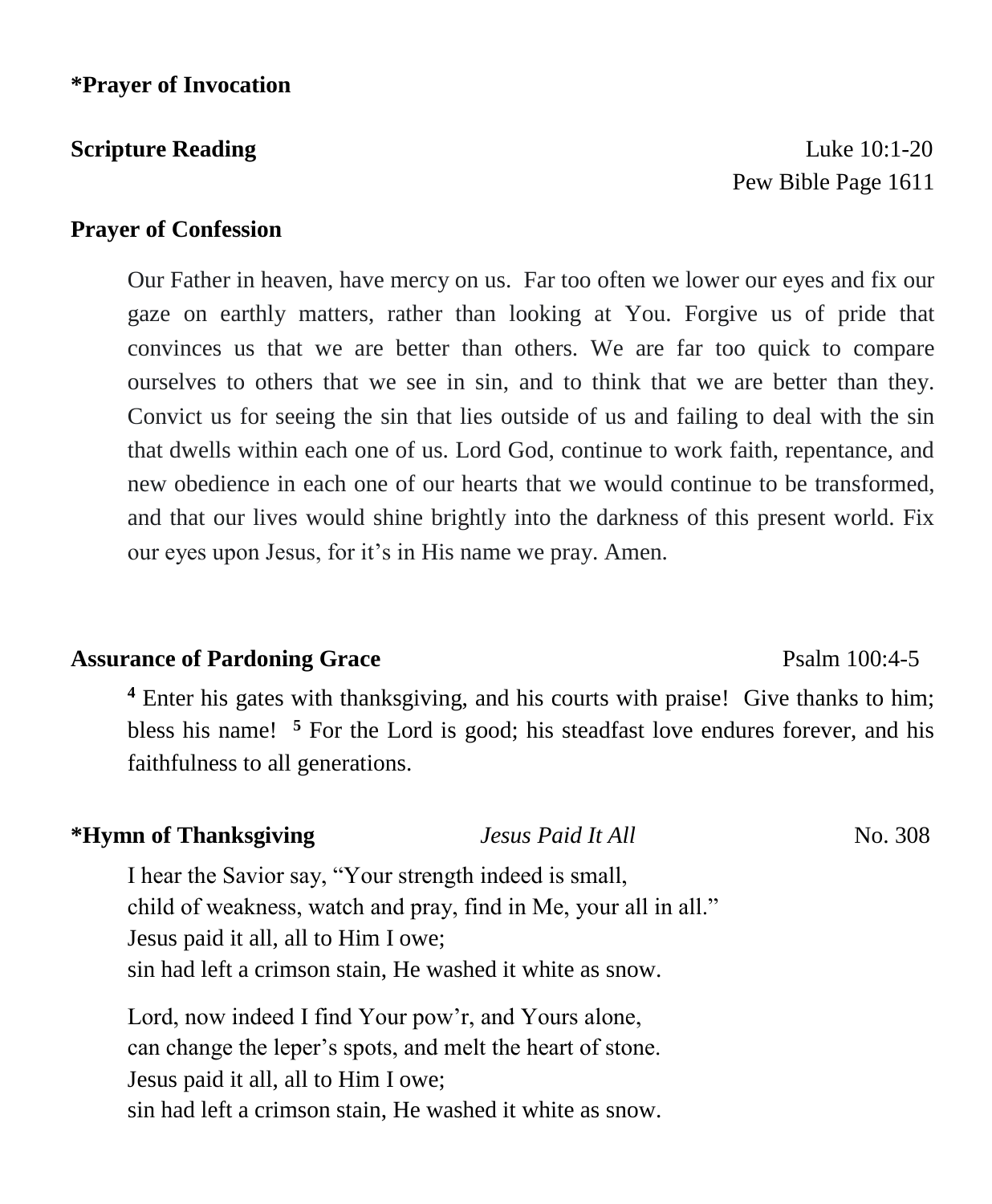**\*Prayer of Invocation**

**Scripture Reading** Luke 10:1-20
Pew Bible Page 1611

**Prayer of Confession**

Our Father in heaven, have mercy on us. Far too often we lower our eyes and fix our gaze on earthly matters, rather than looking at You. Forgive us of pride that convinces us that we are better than others. We are far too quick to compare ourselves to others that we see in sin, and to think that we are better than they. Convict us for seeing the sin that lies outside of us and failing to deal with the sin that dwells within each one of us. Lord God, continue to work faith, repentance, and new obedience in each one of our hearts that we would continue to be transformed, and that our lives would shine brightly into the darkness of this present world. Fix our eyes upon Jesus, for it's in His name we pray. Amen.

**Assurance of Pardoning Grace** Psalm 100:4-5

[4] Enter his gates with thanksgiving, and his courts with praise! Give thanks to him; bless his name! [5] For the Lord is good; his steadfast love endures forever, and his faithfulness to all generations.

**\*Hymn of Thanksgiving** *Jesus Paid It All* No. 308

I hear the Savior say, "Your strength indeed is small,
child of weakness, watch and pray, find in Me, your all in all."
Jesus paid it all, all to Him I owe;
sin had left a crimson stain, He washed it white as snow.

Lord, now indeed I find Your pow'r, and Yours alone,
can change the leper's spots, and melt the heart of stone.
Jesus paid it all, all to Him I owe;
sin had left a crimson stain, He washed it white as snow.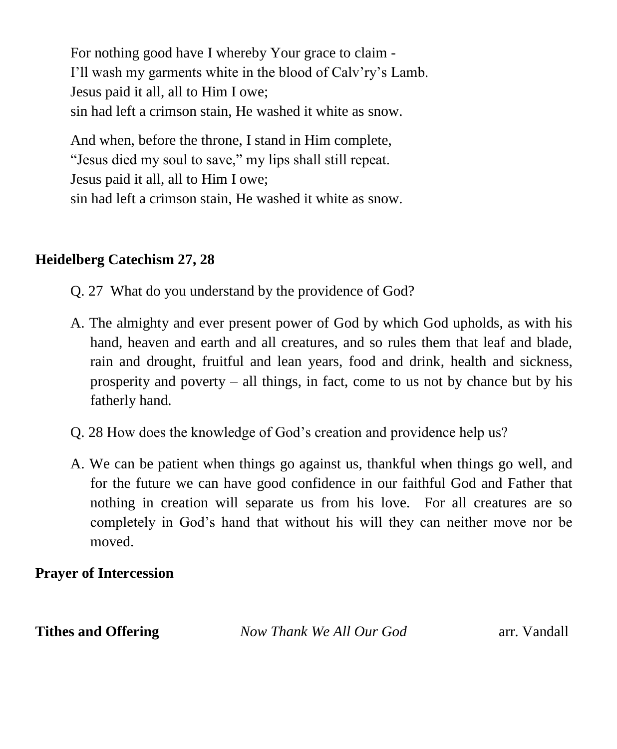For nothing good have I whereby Your grace to claim -
I'll wash my garments white in the blood of Calv'ry's Lamb.
Jesus paid it all, all to Him I owe;
sin had left a crimson stain, He washed it white as snow.

And when, before the throne, I stand in Him complete,
"Jesus died my soul to save," my lips shall still repeat.
Jesus paid it all, all to Him I owe;
sin had left a crimson stain, He washed it white as snow.

**Heidelberg Catechism 27, 28**

Q. 27 What do you understand by the providence of God?

A. The almighty and ever present power of God by which God upholds, as with his hand, heaven and earth and all creatures, and so rules them that leaf and blade, rain and drought, fruitful and lean years, food and drink, health and sickness, prosperity and poverty – all things, in fact, come to us not by chance but by his fatherly hand.

Q. 28 How does the knowledge of God's creation and providence help us?

A. We can be patient when things go against us, thankful when things go well, and for the future we can have good confidence in our faithful God and Father that nothing in creation will separate us from his love. For all creatures are so completely in God's hand that without his will they can neither move nor be moved.

**Prayer of Intercession**

**Tithes and Offering** *Now Thank We All Our God* arr. Vandall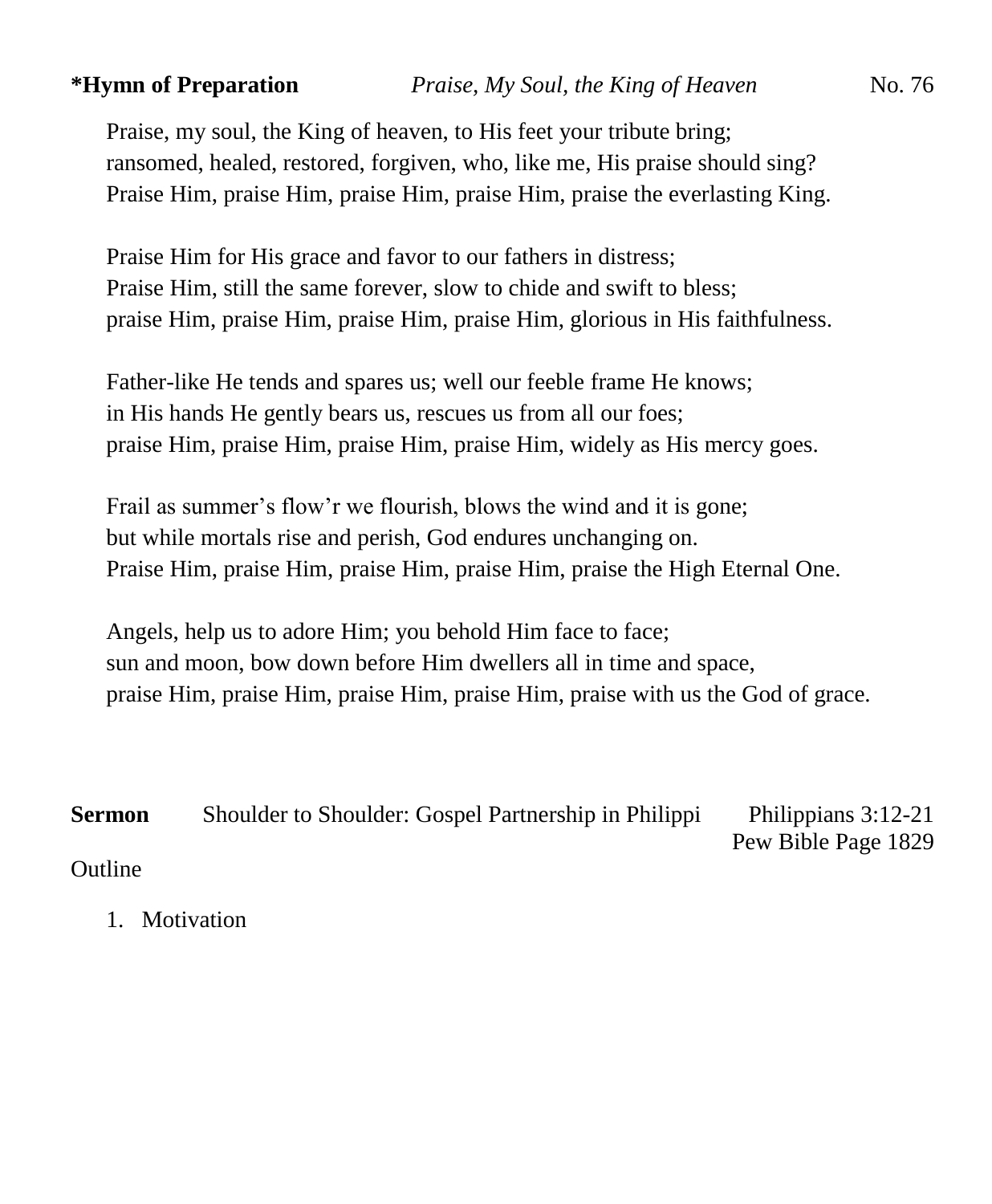**\*Hymn of Preparation** *Praise, My Soul, the King of Heaven* No. 76

Praise, my soul, the King of heaven, to His feet your tribute bring;
ransomed, healed, restored, forgiven, who, like me, His praise should sing?
Praise Him, praise Him, praise Him, praise Him, praise the everlasting King.

Praise Him for His grace and favor to our fathers in distress;
Praise Him, still the same forever, slow to chide and swift to bless;
praise Him, praise Him, praise Him, praise Him, glorious in His faithfulness.

Father-like He tends and spares us; well our feeble frame He knows;
in His hands He gently bears us, rescues us from all our foes;
praise Him, praise Him, praise Him, praise Him, widely as His mercy goes.

Frail as summer's flow'r we flourish, blows the wind and it is gone;
but while mortals rise and perish, God endures unchanging on.
Praise Him, praise Him, praise Him, praise Him, praise the High Eternal One.

Angels, help us to adore Him; you behold Him face to face;
sun and moon, bow down before Him dwellers all in time and space,
praise Him, praise Him, praise Him, praise Him, praise with us the God of grace.

**Sermon** Shoulder to Shoulder: Gospel Partnership in Philippi Philippians 3:12-21
Pew Bible Page 1829

Outline

1. Motivation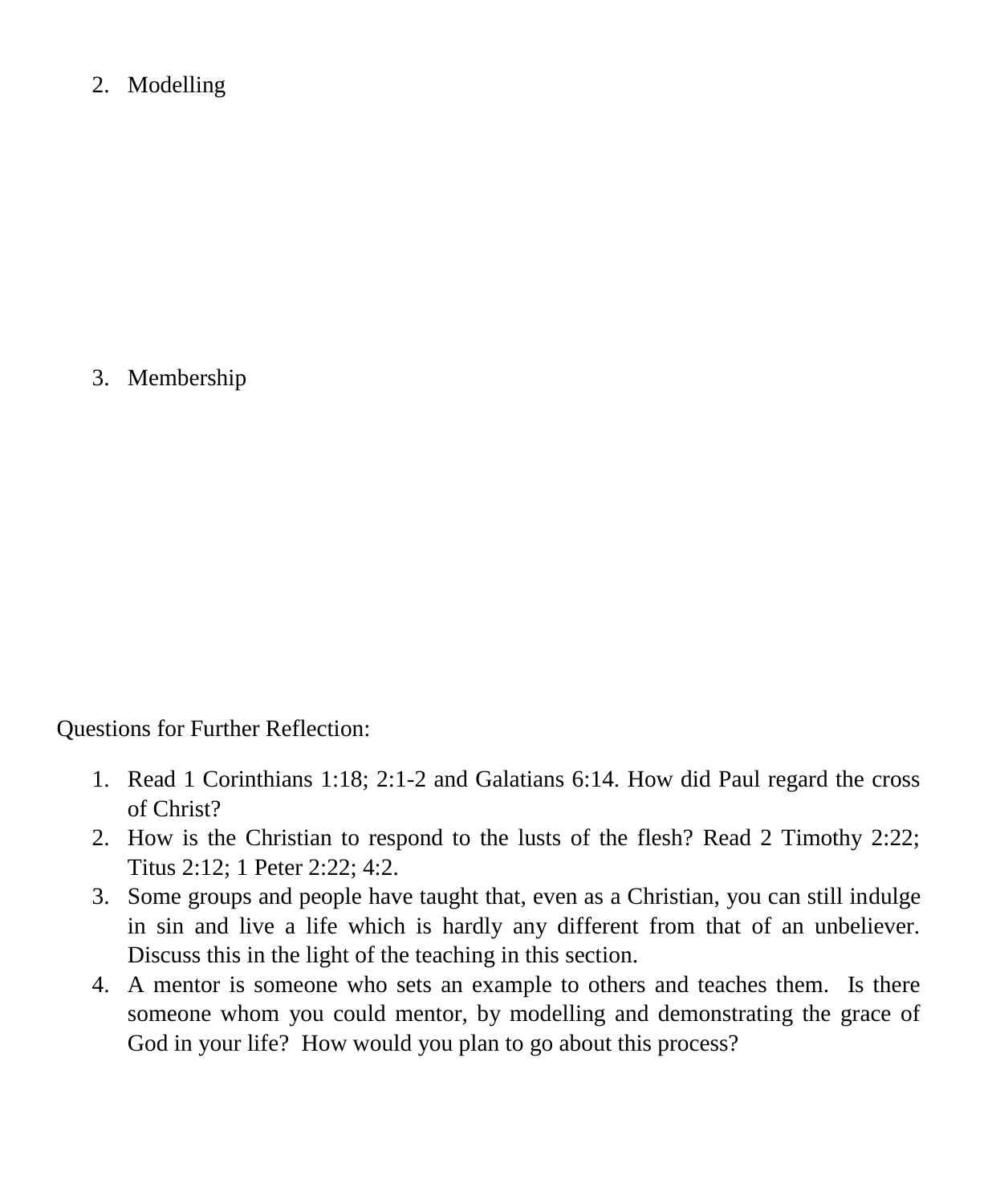2. Modelling

3. Membership

Questions for Further Reflection:

1. Read 1 Corinthians 1:18; 2:1-2 and Galatians 6:14. How did Paul regard the cross of Christ?
2. How is the Christian to respond to the lusts of the flesh? Read 2 Timothy 2:22; Titus 2:12; 1 Peter 2:22; 4:2.
3. Some groups and people have taught that, even as a Christian, you can still indulge in sin and live a life which is hardly any different from that of an unbeliever. Discuss this in the light of the teaching in this section.
4. A mentor is someone who sets an example to others and teaches them. Is there someone whom you could mentor, by modelling and demonstrating the grace of God in your life? How would you plan to go about this process?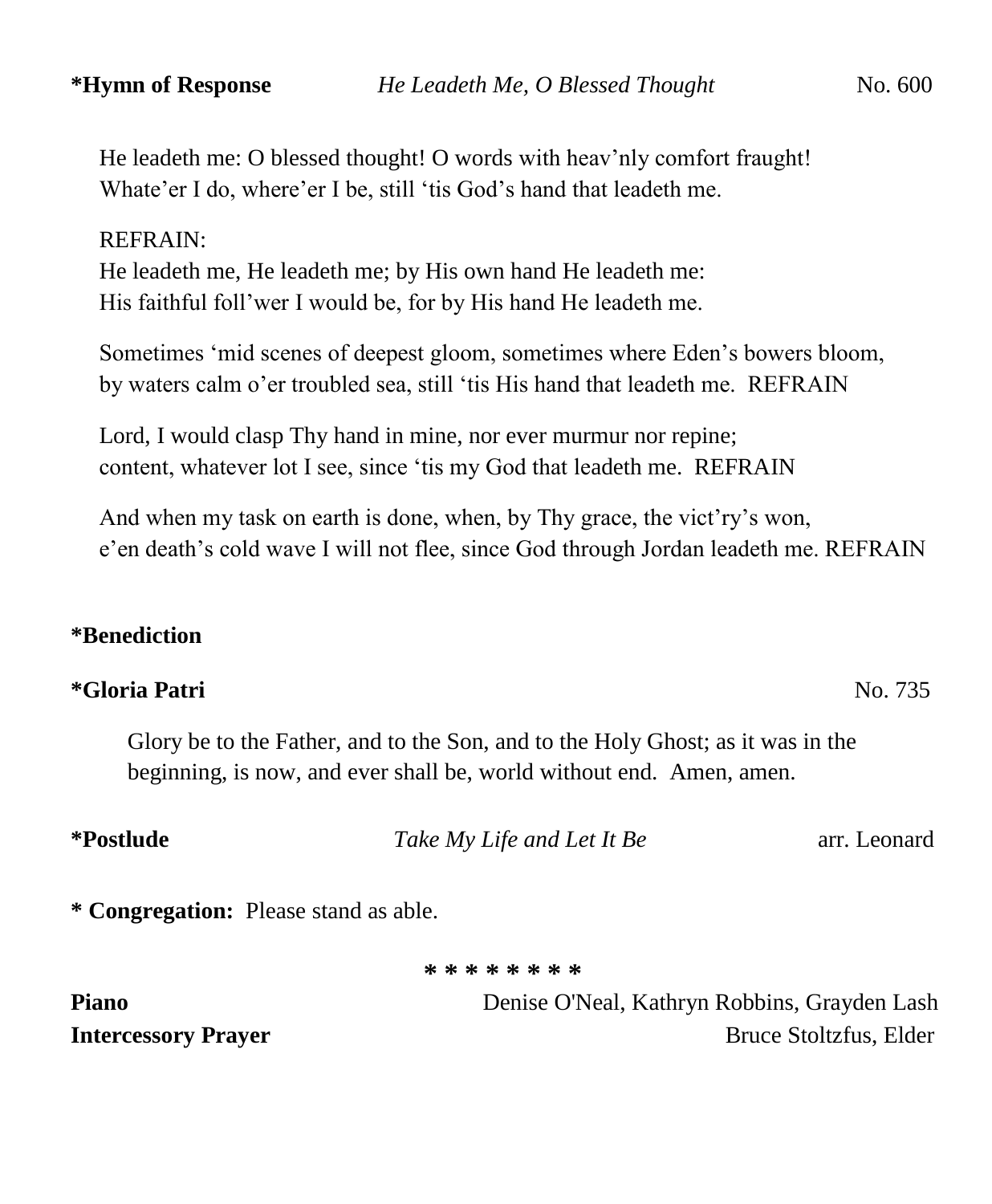**\*Hymn of Response** *He Leadeth Me, O Blessed Thought* No. 600

He leadeth me: O blessed thought! O words with heav'nly comfort fraught!
Whate'er I do, where'er I be, still 'tis God's hand that leadeth me.

REFRAIN:
He leadeth me, He leadeth me; by His own hand He leadeth me:
His faithful foll'wer I would be, for by His hand He leadeth me.

Sometimes 'mid scenes of deepest gloom, sometimes where Eden's bowers bloom,
by waters calm o'er troubled sea, still 'tis His hand that leadeth me. REFRAIN

Lord, I would clasp Thy hand in mine, nor ever murmur nor repine;
content, whatever lot I see, since 'tis my God that leadeth me. REFRAIN

And when my task on earth is done, when, by Thy grace, the vict'ry's won,
e'en death's cold wave I will not flee, since God through Jordan leadeth me. REFRAIN

**\*Benediction**

**\*Gloria Patri** No. 735

Glory be to the Father, and to the Son, and to the Holy Ghost; as it was in the beginning, is now, and ever shall be, world without end. Amen, amen.

**\*Postlude** *Take My Life and Let It Be* arr. Leonard

**\* Congregation:** Please stand as able.

\* \* \* \* \* \* \* \*

**Piano** Denise O'Neal, Kathryn Robbins, Grayden Lash
**Intercessory Prayer** Bruce Stoltzfus, Elder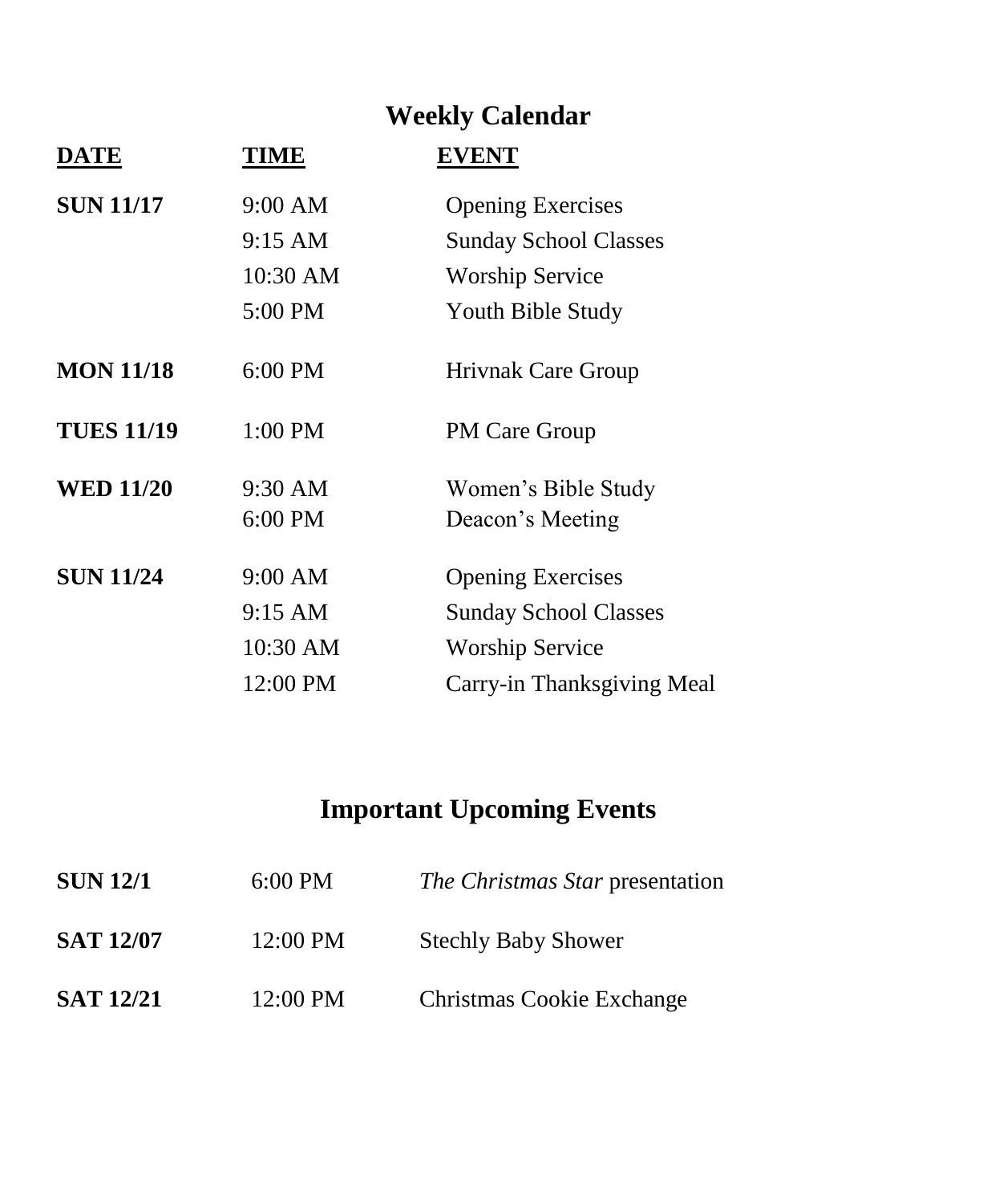# Weekly Calendar

| **DATE** | **TIME** | **EVENT** |
| --- | --- | --- |
| **SUN 11/17** | 9:00 AM | Opening Exercises |
| | 9:15 AM | Sunday School Classes |
| | 10:30 AM | Worship Service |
| | 5:00 PM | Youth Bible Study |
| **MON 11/18** | 6:00 PM | Hrivnak Care Group |
| **TUES 11/19** | 1:00 PM | PM Care Group |
| **WED 11/20** | 9:30 AM | Women's Bible Study |
| | 6:00 PM | Deacon's Meeting |
| **SUN 11/24** | 9:00 AM | Opening Exercises |
| | 9:15 AM | Sunday School Classes |
| | 10:30 AM | Worship Service |
| | 12:00 PM | Carry-in Thanksgiving Meal |

# Important Upcoming Events

| | | |
| --- | --- | --- |
| **SUN 12/1** | 6:00 PM | *The Christmas Star* presentation |
| **SAT 12/07** | 12:00 PM | Stechly Baby Shower |
| **SAT 12/21** | 12:00 PM | Christmas Cookie Exchange |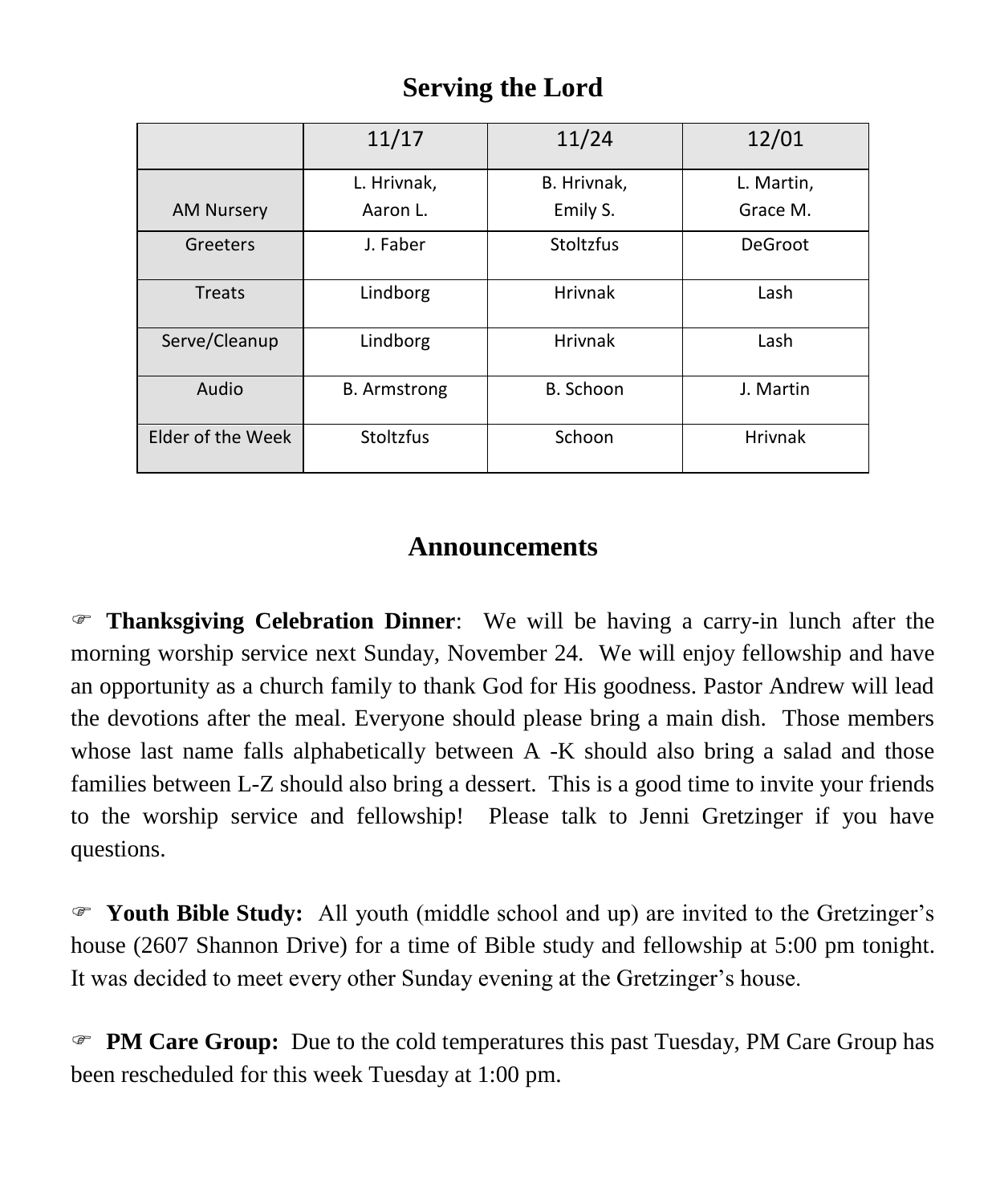## Serving the Lord

| | 11/17 | 11/24 | 12/01 |
|---|---|---|---|
| AM Nursery | L. Hrivnak, Aaron L. | B. Hrivnak, Emily S. | L. Martin, Grace M. |
| Greeters | J. Faber | Stoltzfus | DeGroot |
| Treats | Lindborg | Hrivnak | Lash |
| Serve/Cleanup | Lindborg | Hrivnak | Lash |
| Audio | B. Armstrong | B. Schoon | J. Martin |
| Elder of the Week | Stoltzfus | Schoon | Hrivnak |

## Announcements

☞ **Thanksgiving Celebration Dinner**: We will be having a carry-in lunch after the morning worship service next Sunday, November 24. We will enjoy fellowship and have an opportunity as a church family to thank God for His goodness. Pastor Andrew will lead the devotions after the meal. Everyone should please bring a main dish. Those members whose last name falls alphabetically between A -K should also bring a salad and those families between L-Z should also bring a dessert. This is a good time to invite your friends to the worship service and fellowship! Please talk to Jenni Gretzinger if you have questions.

☞ **Youth Bible Study:** All youth (middle school and up) are invited to the Gretzinger's house (2607 Shannon Drive) for a time of Bible study and fellowship at 5:00 pm tonight. It was decided to meet every other Sunday evening at the Gretzinger's house.

☞ **PM Care Group:** Due to the cold temperatures this past Tuesday, PM Care Group has been rescheduled for this week Tuesday at 1:00 pm.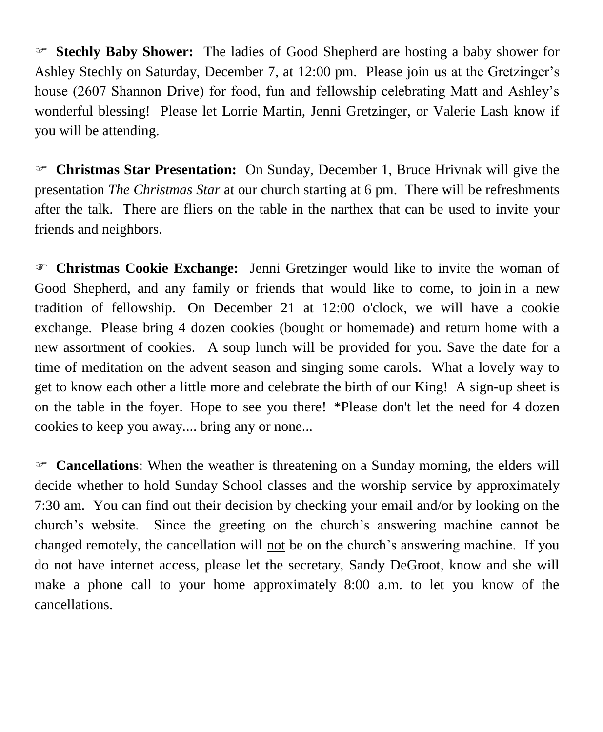☞ **Stechly Baby Shower:** The ladies of Good Shepherd are hosting a baby shower for Ashley Stechly on Saturday, December 7, at 12:00 pm. Please join us at the Gretzinger's house (2607 Shannon Drive) for food, fun and fellowship celebrating Matt and Ashley's wonderful blessing! Please let Lorrie Martin, Jenni Gretzinger, or Valerie Lash know if you will be attending.

☞ **Christmas Star Presentation:** On Sunday, December 1, Bruce Hrivnak will give the presentation *The Christmas Star* at our church starting at 6 pm. There will be refreshments after the talk. There are fliers on the table in the narthex that can be used to invite your friends and neighbors.

☞ **Christmas Cookie Exchange:** Jenni Gretzinger would like to invite the woman of Good Shepherd, and any family or friends that would like to come, to join in a new tradition of fellowship. On December 21 at 12:00 o'clock, we will have a cookie exchange. Please bring 4 dozen cookies (bought or homemade) and return home with a new assortment of cookies. A soup lunch will be provided for you. Save the date for a time of meditation on the advent season and singing some carols. What a lovely way to get to know each other a little more and celebrate the birth of our King! A sign-up sheet is on the table in the foyer. Hope to see you there! *Please don't let the need for 4 dozen cookies to keep you away.... bring any or none...

☞ **Cancellations**: When the weather is threatening on a Sunday morning, the elders will decide whether to hold Sunday School classes and the worship service by approximately 7:30 am. You can find out their decision by checking your email and/or by looking on the church's website. Since the greeting on the church's answering machine cannot be changed remotely, the cancellation will <u>not</u> be on the church's answering machine. If you do not have internet access, please let the secretary, Sandy DeGroot, know and she will make a phone call to your home approximately 8:00 a.m. to let you know of the cancellations.